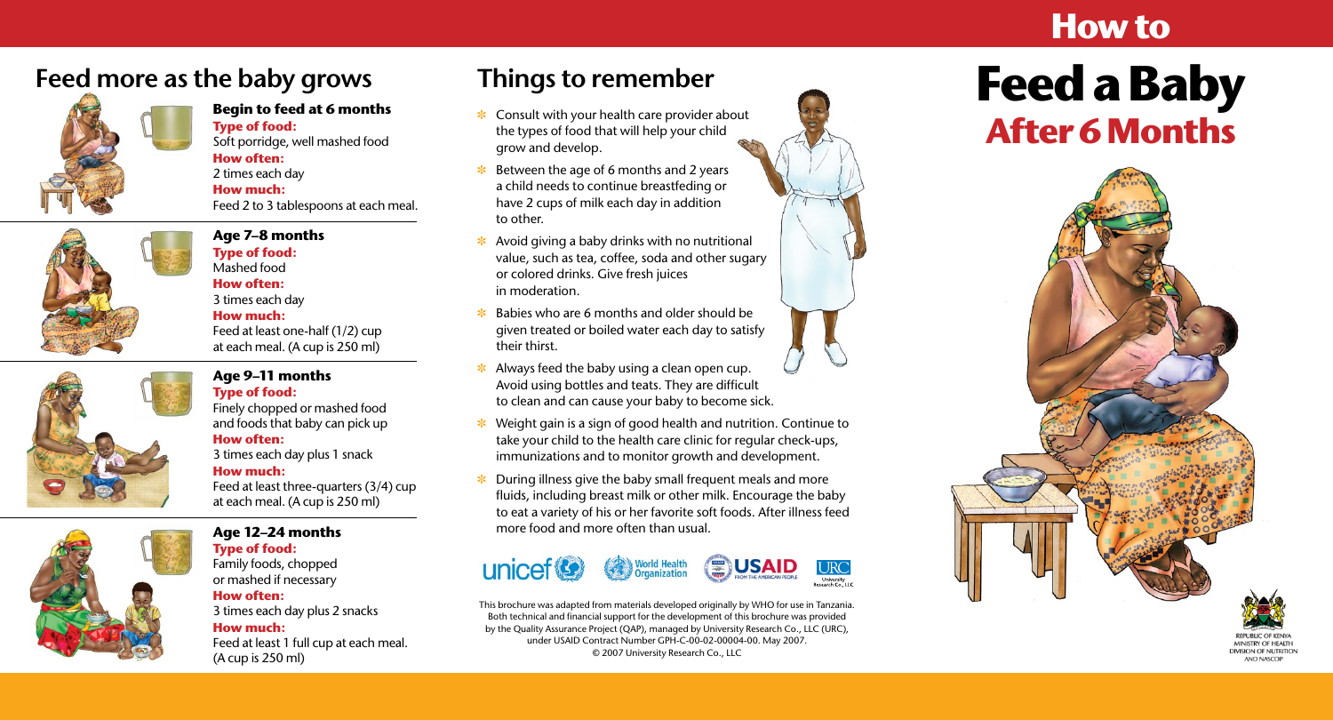# How to

# Feed a Baby After 6 Months

REPUBLIC OF KENYA
MINISTRY OF HEALTH
DIVISION OF NUTRITION
AND NASCOP

## Feed more as the baby grows

### Begin to feed at 6 months

**Type of food:**
Soft porridge, well mashed food

**How often:**
2 times each day

**How much:**
Feed 2 to 3 tablespoons at each meal.

### Age 7–8 months

**Type of food:**
Mashed food

**How often:**
3 times each day

**How much:**
Feed at least one-half (1/2) cup at each meal. (A cup is 250 ml)

### Age 9–11 months

**Type of food:**
Finely chopped or mashed food and foods that baby can pick up

**How often:**
3 times each day plus 1 snack

**How much:**
Feed at least three-quarters (3/4) cup at each meal. (A cup is 250 ml)

### Age 12–24 months

**Type of food:**
Family foods, chopped or mashed if necessary

**How often:**
3 times each day plus 2 snacks

**How much:**
Feed at least 1 full cup at each meal. (A cup is 250 ml)

## Things to remember

- Consult with your health care provider about the types of food that will help your child grow and develop.
- Between the age of 6 months and 2 years a child needs to continue breastfeding or have 2 cups of milk each day in addition to other.
- Avoid giving a baby drinks with no nutritional value, such as tea, coffee, soda and other sugary or colored drinks. Give fresh juices in moderation.
- Babies who are 6 months and older should be given treated or boiled water each day to satisfy their thirst.
- Always feed the baby using a clean open cup. Avoid using bottles and teats. They are difficult to clean and can cause your baby to become sick.
- Weight gain is a sign of good health and nutrition. Continue to take your child to the health care clinic for regular check-ups, immunizations and to monitor growth and development.
- During illness give the baby small frequent meals and more fluids, including breast milk or other milk. Encourage the baby to eat a variety of his or her favorite soft foods. After illness feed more food and more often than usual.

unicef World Health Organization USAID FROM THE AMERICAN PEOPLE URC University Research Co., LLC

This brochure was adapted from materials developed originally by WHO for use in Tanzania. Both technical and financial support for the development of this brochure was provided by the Quality Assurance Project (QAP), managed by University Research Co., LLC (URC), under USAID Contract Number GPH-C-00-02-00004-00. May 2007.
© 2007 University Research Co., LLC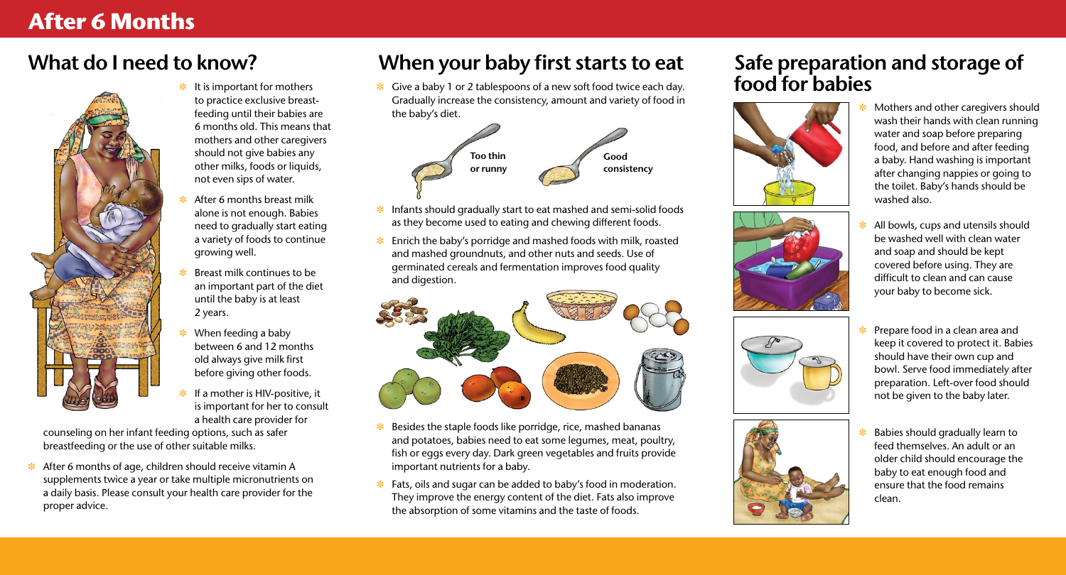# After 6 Months

## What do I need to know?

- It is important for mothers to practice exclusive breast-feeding until their babies are 6 months old. This means that mothers and other caregivers should not give babies any other milks, foods or liquids, not even sips of water.
- After 6 months breast milk alone is not enough. Babies need to gradually start eating a variety of foods to continue growing well.
- Breast milk continues to be an important part of the diet until the baby is at least 2 years.
- When feeding a baby between 6 and 12 months old always give milk first before giving other foods.
- If a mother is HIV-positive, it is important for her to consult a health care provider for counseling on her infant feeding options, such as safer breastfeeding or the use of other suitable milks.
- After 6 months of age, children should receive vitamin A supplements twice a year or take multiple micronutrients on a daily basis. Please consult your health care provider for the proper advice.

## When your baby first starts to eat

- Give a baby 1 or 2 tablespoons of a new soft food twice each day. Gradually increase the consistency, amount and variety of food in the baby's diet.

Too thin or runny

Good consistency

- Infants should gradually start to eat mashed and semi-solid foods as they become used to eating and chewing different foods.
- Enrich the baby's porridge and mashed foods with milk, roasted and mashed groundnuts, and other nuts and seeds. Use of germinated cereals and fermentation improves food quality and digestion.
- Besides the staple foods like porridge, rice, mashed bananas and potatoes, babies need to eat some legumes, meat, poultry, fish or eggs every day. Dark green vegetables and fruits provide important nutrients for a baby.
- Fats, oils and sugar can be added to baby's food in moderation. They improve the energy content of the diet. Fats also improve the absorption of some vitamins and the taste of foods.

## Safe preparation and storage of food for babies

- Mothers and other caregivers should wash their hands with clean running water and soap before preparing food, and before and after feeding a baby. Hand washing is important after changing nappies or going to the toilet. Baby's hands should be washed also.
- All bowls, cups and utensils should be washed well with clean water and soap and should be kept covered before using. They are difficult to clean and can cause your baby to become sick.
- Prepare food in a clean area and keep it covered to protect it. Babies should have their own cup and bowl. Serve food immediately after preparation. Left-over food should not be given to the baby later.
- Babies should gradually learn to feed themselves. An adult or an older child should encourage the baby to eat enough food and ensure that the food remains clean.